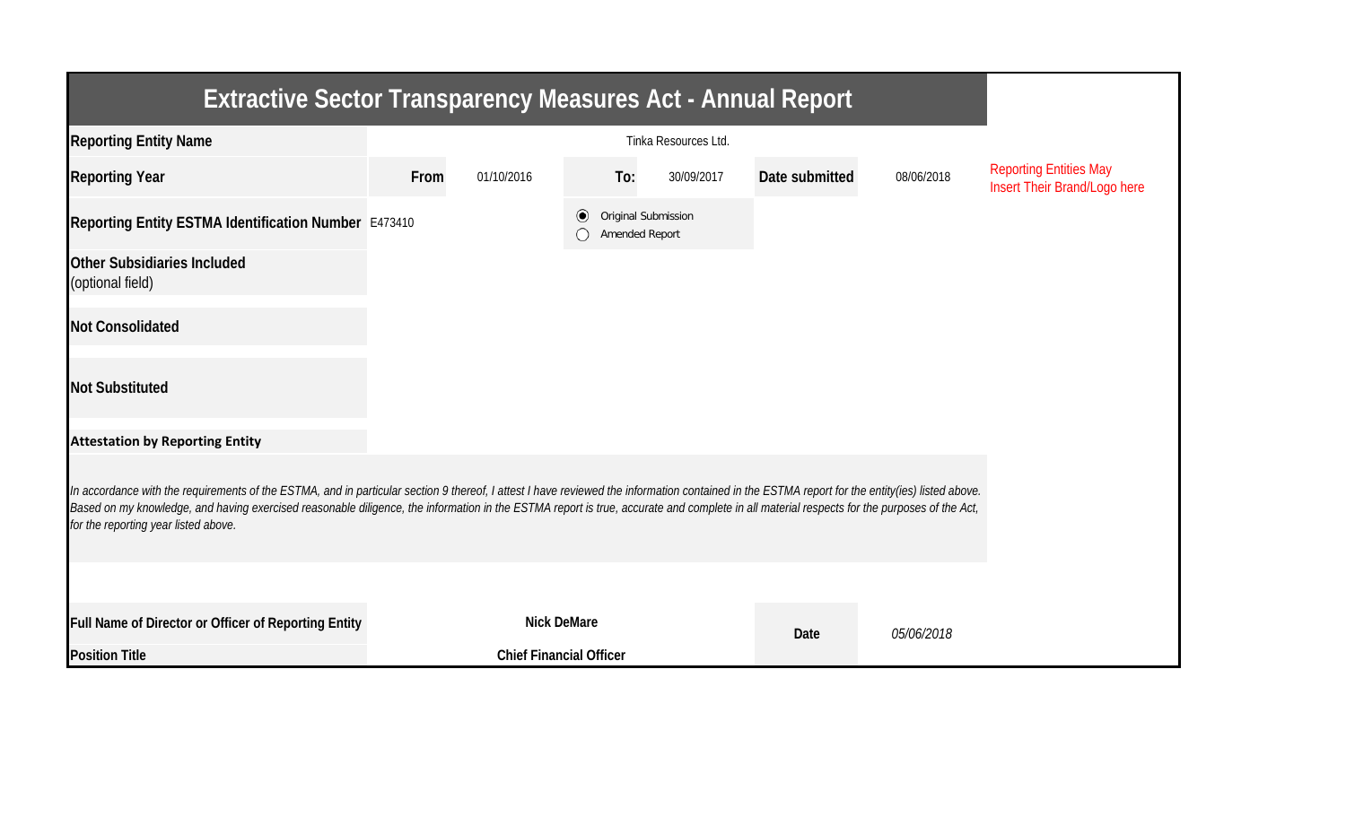# Extractive Sector Transparency Measures Act - Annual Report

| | | | | | | | |
|---|---|---|---|---|---|---|---|
| **Reporting Entity Name** | Tinka Resources Ltd. | | | | | | Reporting Entities May Insert Their Brand/Logo here |
| **Reporting Year** | **From** | 01/10/2016 | **To:** | 30/09/2017 | **Date submitted** | 08/06/2018 | |
| **Reporting Entity ESTMA Identification Number** | E473410 | | ◉ Original Submission ◯ Amended Report | | | | |
| **Other Subsidiaries Included** (optional field) | | | | | | | |
| **Not Consolidated** | | | | | | | |
| **Not Substituted** | | | | | | | |

**Attestation by Reporting Entity**

*In accordance with the requirements of the ESTMA, and in particular section 9 thereof, I attest I have reviewed the information contained in the ESTMA report for the entity(ies) listed above. Based on my knowledge, and having exercised reasonable diligence, the information in the ESTMA report is true, accurate and complete in all material respects for the purposes of the Act, for the reporting year listed above.*

| | | | |
|---|---|---|---|
| **Full Name of Director or Officer of Reporting Entity** | **Nick DeMare** | **Date** | *05/06/2018* |
| **Position Title** | **Chief Financial Officer** | | |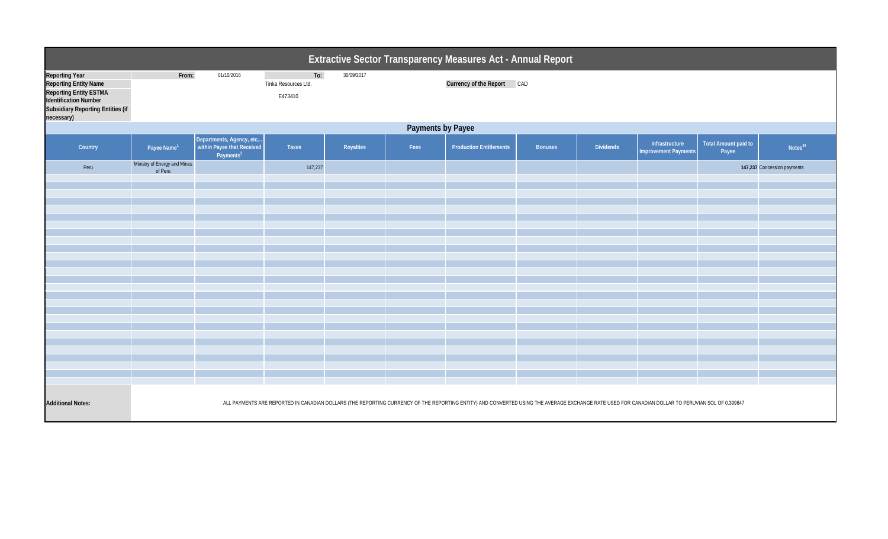# Extractive Sector Transparency Measures Act - Annual Report

| | | | | |
|---|---|---|---|---|
| **Reporting Year** | From: | 01/10/2016 | To: | 30/09/2017 |
| **Reporting Entity Name** | | Tinka Resources Ltd. | | |
| **Currency of the Report** | CAD | | | |
| **Reporting Entity ESTMA Identification Number** | | E473410 | | |
| **Subsidiary Reporting Entities (if necessary)** | | | | |

## Payments by Payee

| Country | Payee Name[1] | Departments, Agency, etc... within Payee that Received Payments[2] | Taxes | Royalties | Fees | Production Entitlements | Bonuses | Dividends | Infrastructure Improvement Payments | Total Amount paid to Payee | Notes[34] |
|---|---|---|---|---|---|---|---|---|---|---|---|
| Peru | Ministry of Energy and Mines of Peru | | 147,237 | | | | | | | **147,237** | Concession payments |

**Additional Notes:** ALL PAYMENTS ARE REPORTED IN CANADIAN DOLLARS (THE REPORTING CURRENCY OF THE REPORTING ENTITY) AND CONVERTED USING THE AVERAGE EXCHANGE RATE USED FOR CANADIAN DOLLAR TO PERUVIAN SOL OF 0.399647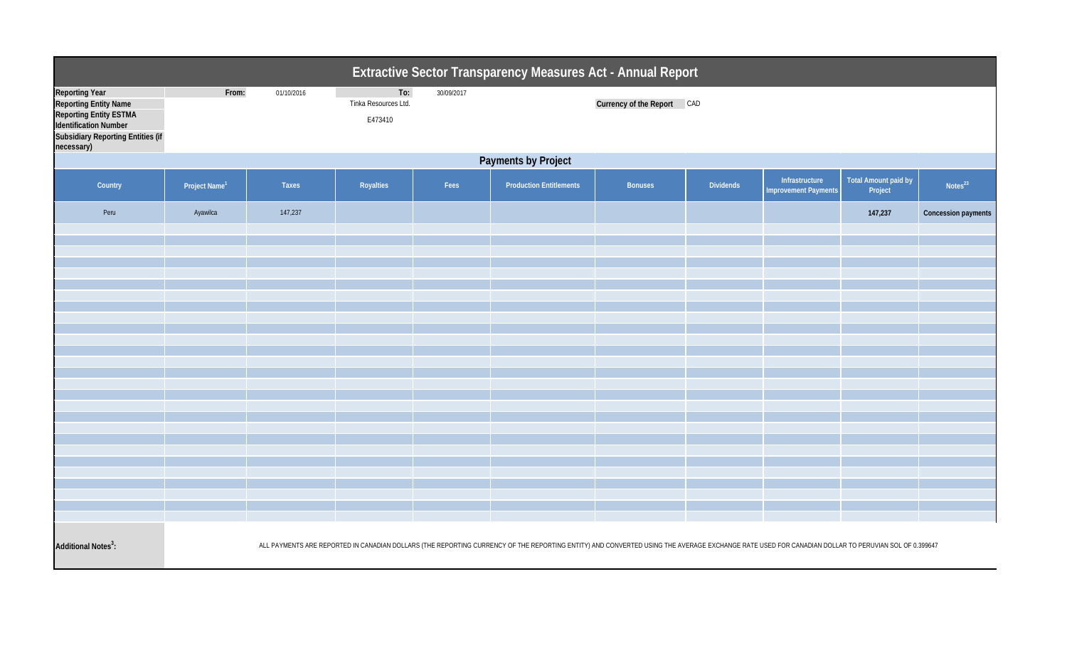# Extractive Sector Transparency Measures Act - Annual Report

| | | | | | | |
|---|---|---|---|---|---|---|
| **Reporting Year** | **From:** | 01/10/2016 | **To:** | 30/09/2017 | | |
| **Reporting Entity Name** | | | Tinka Resources Ltd. | | **Currency of the Report** | CAD |
| **Reporting Entity ESTMA Identification Number** | | | E473410 | | | |
| **Subsidiary Reporting Entities (if necessary)** | | | | | | |

## Payments by Project

| Country | Project Name[1] | Taxes | Royalties | Fees | Production Entitlements | Bonuses | Dividends | Infrastructure Improvement Payments | Total Amount paid by Project | Notes[23] |
|---|---|---|---|---|---|---|---|---|---|---|
| Peru | Ayawilca | 147,237 | | | | | | | **147,237** | **Concession payments** |

**Additional Notes[3]:** ALL PAYMENTS ARE REPORTED IN CANADIAN DOLLARS (THE REPORTING CURRENCY OF THE REPORTING ENTITY) AND CONVERTED USING THE AVERAGE EXCHANGE RATE USED FOR CANADIAN DOLLAR TO PERUVIAN SOL OF 0.399647